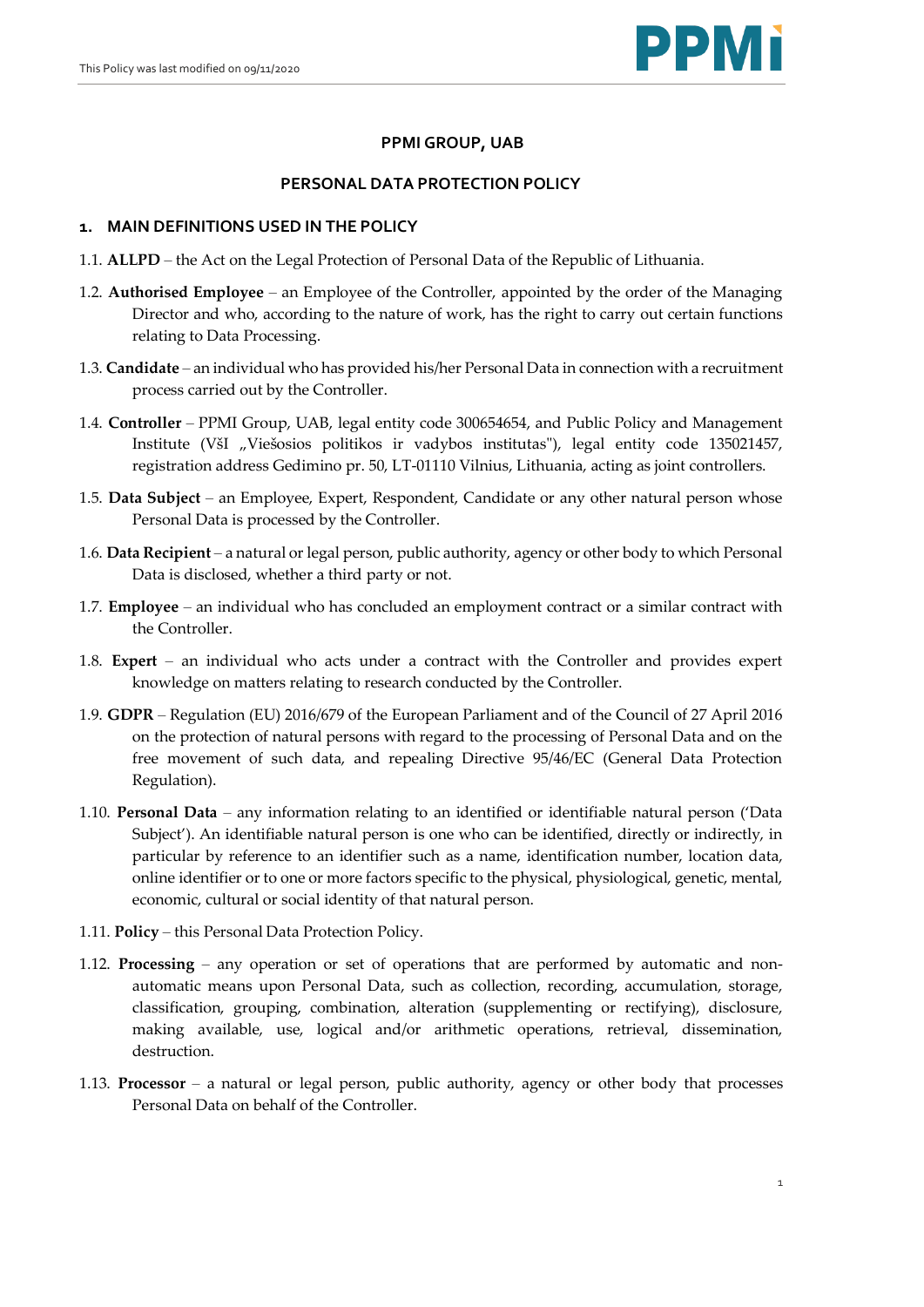# PPMI GROUP, UAB

## PERSONAL DATA PROTECTION POLICY

### 1. MAIN DEFINITIONS USED IN THE POLICY

1.1. **ALLPD** – the Act on the Legal Protection of Personal Data of the Republic of Lithuania.

1.2. **Authorised Employee** – an Employee of the Controller, appointed by the order of the Managing Director and who, according to the nature of work, has the right to carry out certain functions relating to Data Processing.

1.3. **Candidate** – an individual who has provided his/her Personal Data in connection with a recruitment process carried out by the Controller.

1.4. **Controller** – PPMI Group, UAB, legal entity code 300654654, and Public Policy and Management Institute (VšI „Viešosios politikos ir vadybos institutas"), legal entity code 135021457, registration address Gedimino pr. 50, LT-01110 Vilnius, Lithuania, acting as joint controllers.

1.5. **Data Subject** – an Employee, Expert, Respondent, Candidate or any other natural person whose Personal Data is processed by the Controller.

1.6. **Data Recipient** – a natural or legal person, public authority, agency or other body to which Personal Data is disclosed, whether a third party or not.

1.7. **Employee** – an individual who has concluded an employment contract or a similar contract with the Controller.

1.8. **Expert** – an individual who acts under a contract with the Controller and provides expert knowledge on matters relating to research conducted by the Controller.

1.9. **GDPR** – Regulation (EU) 2016/679 of the European Parliament and of the Council of 27 April 2016 on the protection of natural persons with regard to the processing of Personal Data and on the free movement of such data, and repealing Directive 95/46/EC (General Data Protection Regulation).

1.10. **Personal Data** – any information relating to an identified or identifiable natural person ('Data Subject'). An identifiable natural person is one who can be identified, directly or indirectly, in particular by reference to an identifier such as a name, identification number, location data, online identifier or to one or more factors specific to the physical, physiological, genetic, mental, economic, cultural or social identity of that natural person.

1.11. **Policy** – this Personal Data Protection Policy.

1.12. **Processing** – any operation or set of operations that are performed by automatic and non-automatic means upon Personal Data, such as collection, recording, accumulation, storage, classification, grouping, combination, alteration (supplementing or rectifying), disclosure, making available, use, logical and/or arithmetic operations, retrieval, dissemination, destruction.

1.13. **Processor** – a natural or legal person, public authority, agency or other body that processes Personal Data on behalf of the Controller.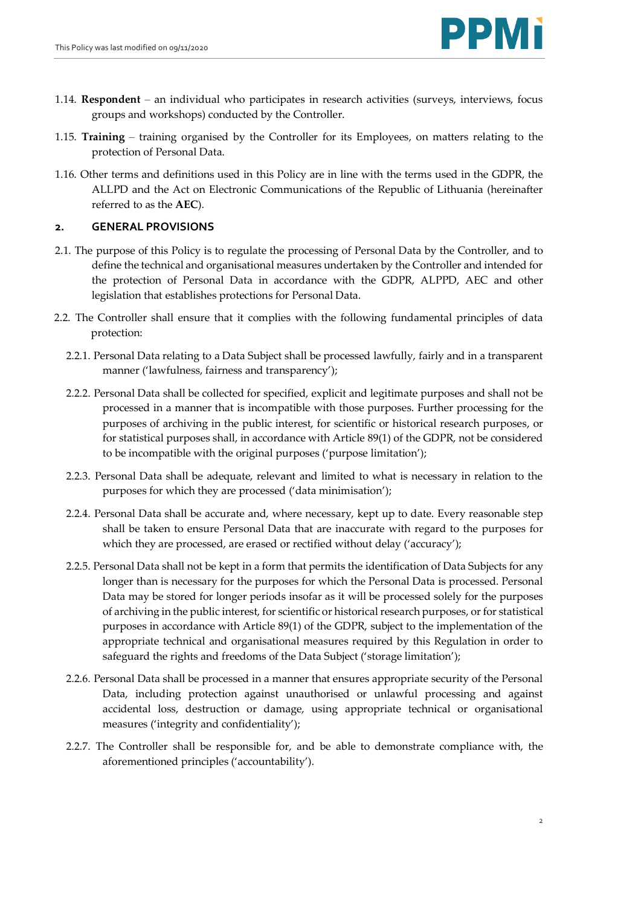1.14. **Respondent** – an individual who participates in research activities (surveys, interviews, focus groups and workshops) conducted by the Controller.

1.15. **Training** – training organised by the Controller for its Employees, on matters relating to the protection of Personal Data.

1.16. Other terms and definitions used in this Policy are in line with the terms used in the GDPR, the ALLPD and the Act on Electronic Communications of the Republic of Lithuania (hereinafter referred to as the **AEC**).

## 2. GENERAL PROVISIONS

2.1. The purpose of this Policy is to regulate the processing of Personal Data by the Controller, and to define the technical and organisational measures undertaken by the Controller and intended for the protection of Personal Data in accordance with the GDPR, ALPPD, AEC and other legislation that establishes protections for Personal Data.

2.2. The Controller shall ensure that it complies with the following fundamental principles of data protection:

2.2.1. Personal Data relating to a Data Subject shall be processed lawfully, fairly and in a transparent manner ('lawfulness, fairness and transparency');

2.2.2. Personal Data shall be collected for specified, explicit and legitimate purposes and shall not be processed in a manner that is incompatible with those purposes. Further processing for the purposes of archiving in the public interest, for scientific or historical research purposes, or for statistical purposes shall, in accordance with Article 89(1) of the GDPR, not be considered to be incompatible with the original purposes ('purpose limitation');

2.2.3. Personal Data shall be adequate, relevant and limited to what is necessary in relation to the purposes for which they are processed ('data minimisation');

2.2.4. Personal Data shall be accurate and, where necessary, kept up to date. Every reasonable step shall be taken to ensure Personal Data that are inaccurate with regard to the purposes for which they are processed, are erased or rectified without delay ('accuracy');

2.2.5. Personal Data shall not be kept in a form that permits the identification of Data Subjects for any longer than is necessary for the purposes for which the Personal Data is processed. Personal Data may be stored for longer periods insofar as it will be processed solely for the purposes of archiving in the public interest, for scientific or historical research purposes, or for statistical purposes in accordance with Article 89(1) of the GDPR, subject to the implementation of the appropriate technical and organisational measures required by this Regulation in order to safeguard the rights and freedoms of the Data Subject ('storage limitation');

2.2.6. Personal Data shall be processed in a manner that ensures appropriate security of the Personal Data, including protection against unauthorised or unlawful processing and against accidental loss, destruction or damage, using appropriate technical or organisational measures ('integrity and confidentiality');

2.2.7. The Controller shall be responsible for, and be able to demonstrate compliance with, the aforementioned principles ('accountability').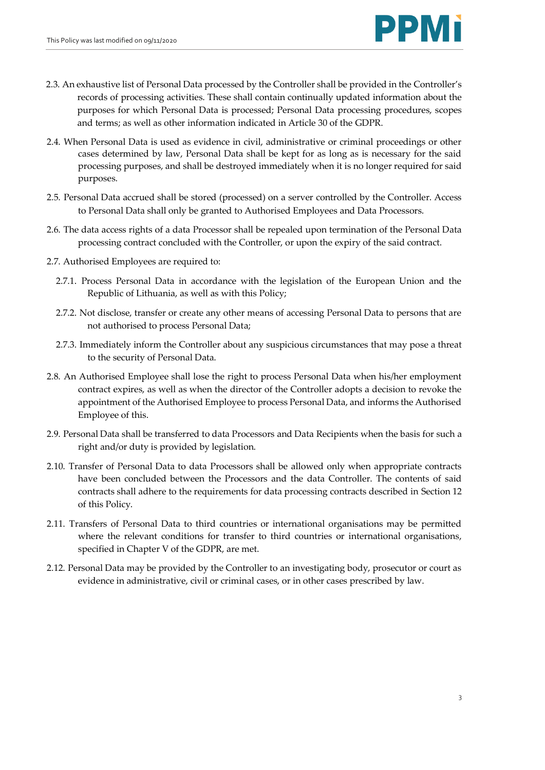2.3. An exhaustive list of Personal Data processed by the Controller shall be provided in the Controller's records of processing activities. These shall contain continually updated information about the purposes for which Personal Data is processed; Personal Data processing procedures, scopes and terms; as well as other information indicated in Article 30 of the GDPR.

2.4. When Personal Data is used as evidence in civil, administrative or criminal proceedings or other cases determined by law, Personal Data shall be kept for as long as is necessary for the said processing purposes, and shall be destroyed immediately when it is no longer required for said purposes.

2.5. Personal Data accrued shall be stored (processed) on a server controlled by the Controller. Access to Personal Data shall only be granted to Authorised Employees and Data Processors.

2.6. The data access rights of a data Processor shall be repealed upon termination of the Personal Data processing contract concluded with the Controller, or upon the expiry of the said contract.

2.7. Authorised Employees are required to:

2.7.1. Process Personal Data in accordance with the legislation of the European Union and the Republic of Lithuania, as well as with this Policy;

2.7.2. Not disclose, transfer or create any other means of accessing Personal Data to persons that are not authorised to process Personal Data;

2.7.3. Immediately inform the Controller about any suspicious circumstances that may pose a threat to the security of Personal Data.

2.8. An Authorised Employee shall lose the right to process Personal Data when his/her employment contract expires, as well as when the director of the Controller adopts a decision to revoke the appointment of the Authorised Employee to process Personal Data, and informs the Authorised Employee of this.

2.9. Personal Data shall be transferred to data Processors and Data Recipients when the basis for such a right and/or duty is provided by legislation.

2.10. Transfer of Personal Data to data Processors shall be allowed only when appropriate contracts have been concluded between the Processors and the data Controller. The contents of said contracts shall adhere to the requirements for data processing contracts described in Section 12 of this Policy.

2.11. Transfers of Personal Data to third countries or international organisations may be permitted where the relevant conditions for transfer to third countries or international organisations, specified in Chapter V of the GDPR, are met.

2.12. Personal Data may be provided by the Controller to an investigating body, prosecutor or court as evidence in administrative, civil or criminal cases, or in other cases prescribed by law.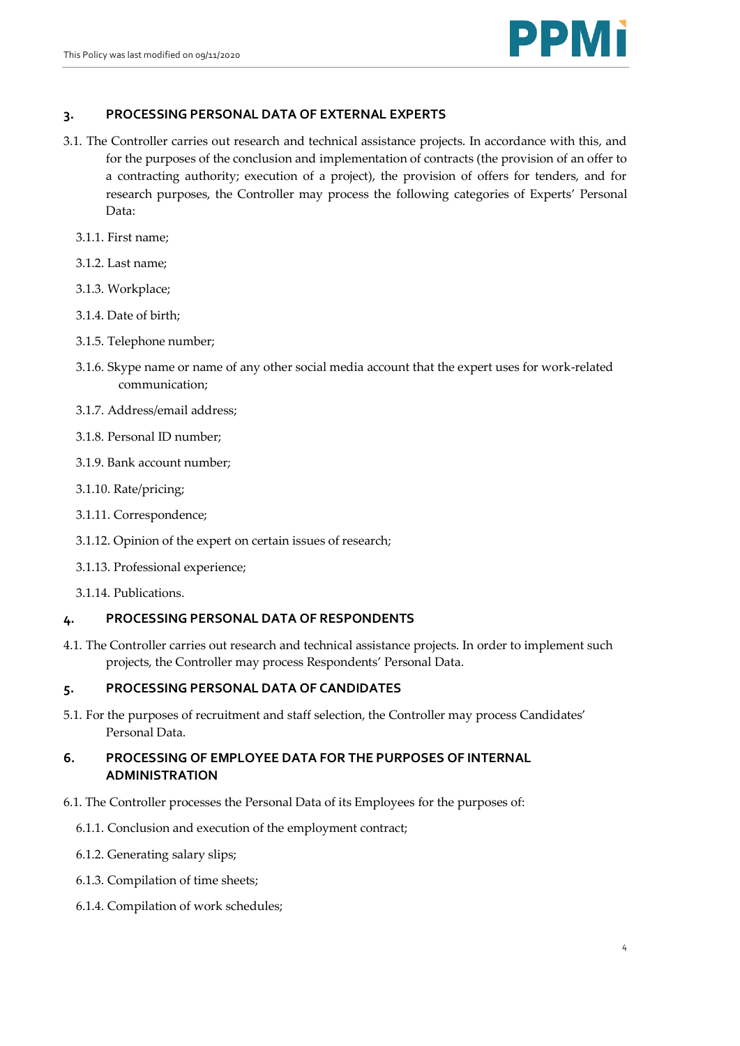## 3. PROCESSING PERSONAL DATA OF EXTERNAL EXPERTS

3.1. The Controller carries out research and technical assistance projects. In accordance with this, and for the purposes of the conclusion and implementation of contracts (the provision of an offer to a contracting authority; execution of a project), the provision of offers for tenders, and for research purposes, the Controller may process the following categories of Experts' Personal Data:

3.1.1. First name;

3.1.2. Last name;

3.1.3. Workplace;

3.1.4. Date of birth;

3.1.5. Telephone number;

3.1.6. Skype name or name of any other social media account that the expert uses for work-related communication;

3.1.7. Address/email address;

3.1.8. Personal ID number;

3.1.9. Bank account number;

3.1.10. Rate/pricing;

3.1.11. Correspondence;

3.1.12. Opinion of the expert on certain issues of research;

3.1.13. Professional experience;

3.1.14. Publications.

## 4. PROCESSING PERSONAL DATA OF RESPONDENTS

4.1. The Controller carries out research and technical assistance projects. In order to implement such projects, the Controller may process Respondents' Personal Data.

## 5. PROCESSING PERSONAL DATA OF CANDIDATES

5.1. For the purposes of recruitment and staff selection, the Controller may process Candidates' Personal Data.

## 6. PROCESSING OF EMPLOYEE DATA FOR THE PURPOSES OF INTERNAL ADMINISTRATION

6.1. The Controller processes the Personal Data of its Employees for the purposes of:

6.1.1. Conclusion and execution of the employment contract;

6.1.2. Generating salary slips;

6.1.3. Compilation of time sheets;

6.1.4. Compilation of work schedules;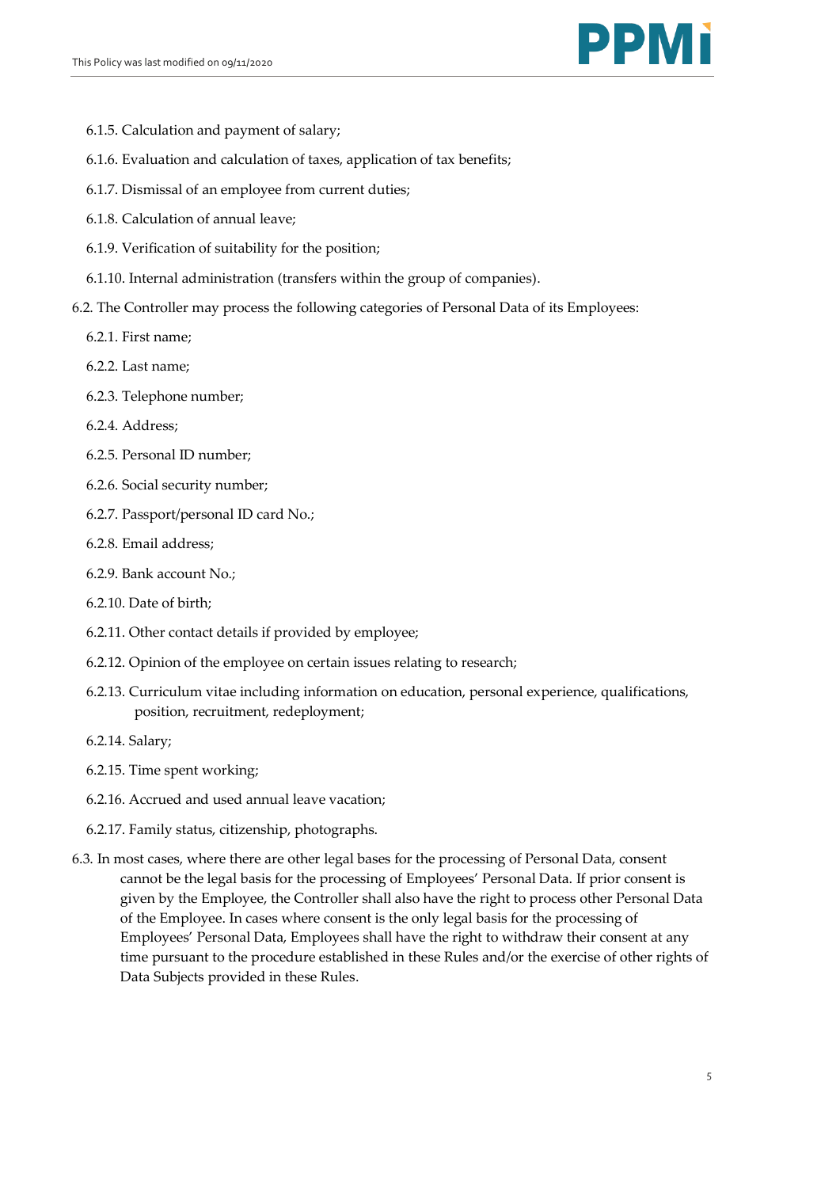6.1.5. Calculation and payment of salary;

6.1.6. Evaluation and calculation of taxes, application of tax benefits;

6.1.7. Dismissal of an employee from current duties;

6.1.8. Calculation of annual leave;

6.1.9. Verification of suitability for the position;

6.1.10. Internal administration (transfers within the group of companies).

6.2. The Controller may process the following categories of Personal Data of its Employees:

6.2.1. First name;

6.2.2. Last name;

6.2.3. Telephone number;

6.2.4. Address;

6.2.5. Personal ID number;

6.2.6. Social security number;

6.2.7. Passport/personal ID card No.;

6.2.8. Email address;

6.2.9. Bank account No.;

6.2.10. Date of birth;

6.2.11. Other contact details if provided by employee;

6.2.12. Opinion of the employee on certain issues relating to research;

6.2.13. Curriculum vitae including information on education, personal experience, qualifications, position, recruitment, redeployment;

6.2.14. Salary;

6.2.15. Time spent working;

6.2.16. Accrued and used annual leave vacation;

6.2.17. Family status, citizenship, photographs.

6.3. In most cases, where there are other legal bases for the processing of Personal Data, consent cannot be the legal basis for the processing of Employees' Personal Data. If prior consent is given by the Employee, the Controller shall also have the right to process other Personal Data of the Employee. In cases where consent is the only legal basis for the processing of Employees' Personal Data, Employees shall have the right to withdraw their consent at any time pursuant to the procedure established in these Rules and/or the exercise of other rights of Data Subjects provided in these Rules.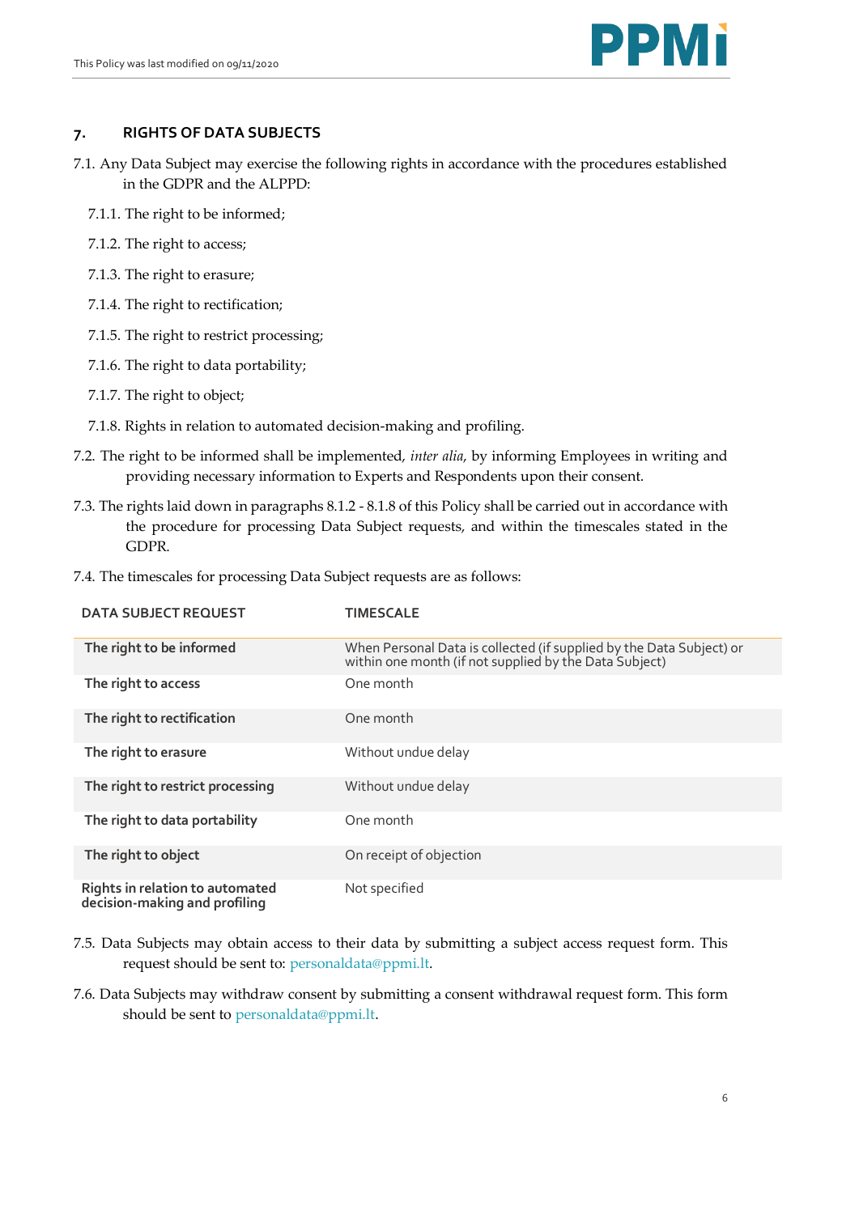## 7. RIGHTS OF DATA SUBJECTS

7.1. Any Data Subject may exercise the following rights in accordance with the procedures established in the GDPR and the ALPPD:

7.1.1. The right to be informed;

7.1.2. The right to access;

7.1.3. The right to erasure;

7.1.4. The right to rectification;

7.1.5. The right to restrict processing;

7.1.6. The right to data portability;

7.1.7. The right to object;

7.1.8. Rights in relation to automated decision-making and profiling.

7.2. The right to be informed shall be implemented, *inter alia*, by informing Employees in writing and providing necessary information to Experts and Respondents upon their consent.

7.3. The rights laid down in paragraphs 8.1.2 - 8.1.8 of this Policy shall be carried out in accordance with the procedure for processing Data Subject requests, and within the timescales stated in the GDPR.

7.4. The timescales for processing Data Subject requests are as follows:

| DATA SUBJECT REQUEST | TIMESCALE |
|---|---|
| **The right to be informed** | When Personal Data is collected (if supplied by the Data Subject) or within one month (if not supplied by the Data Subject) |
| **The right to access** | One month |
| **The right to rectification** | One month |
| **The right to erasure** | Without undue delay |
| **The right to restrict processing** | Without undue delay |
| **The right to data portability** | One month |
| **The right to object** | On receipt of objection |
| **Rights in relation to automated decision-making and profiling** | Not specified |

7.5. Data Subjects may obtain access to their data by submitting a subject access request form. This request should be sent to: personaldata@ppmi.lt.

7.6. Data Subjects may withdraw consent by submitting a consent withdrawal request form. This form should be sent to personaldata@ppmi.lt.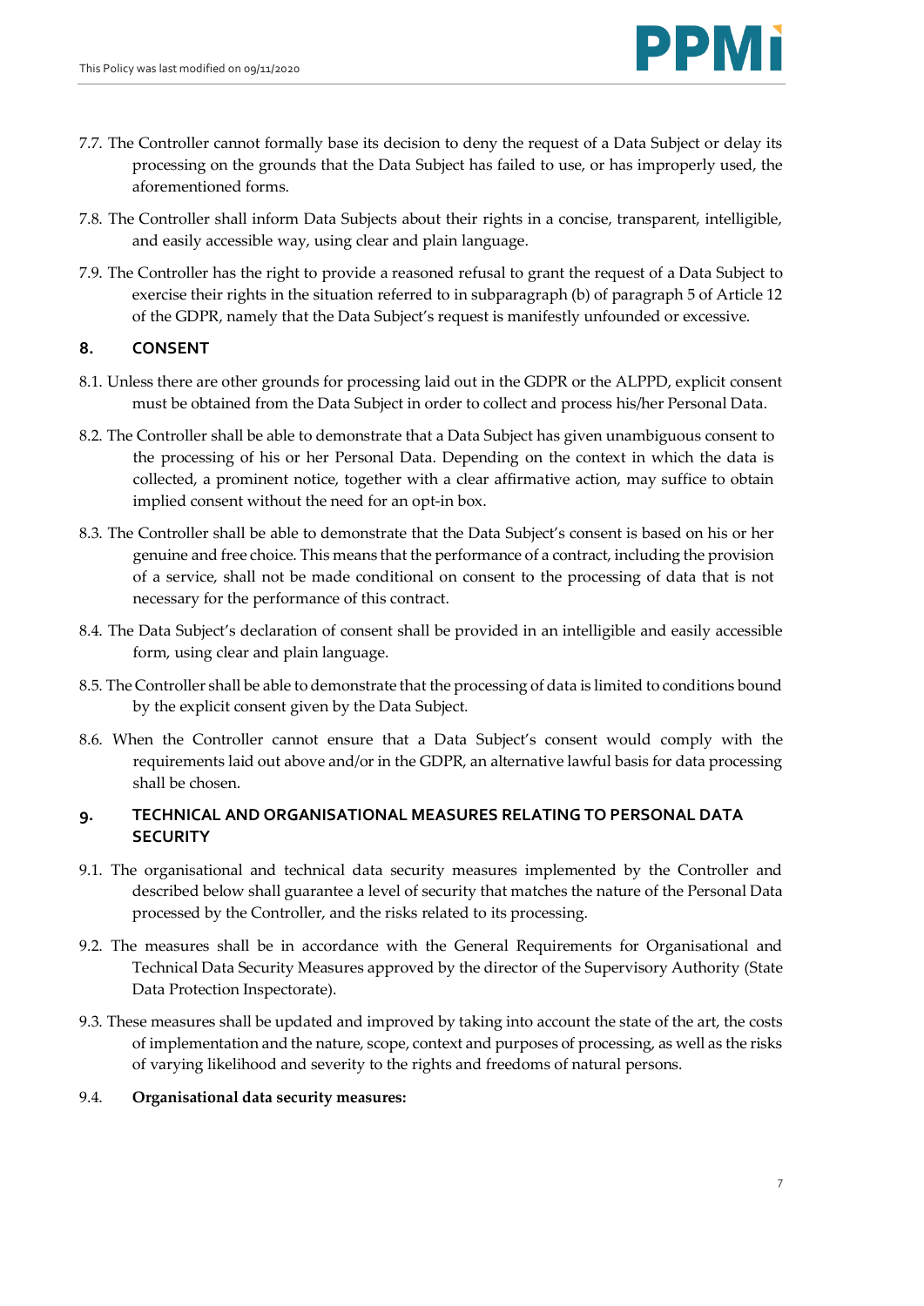7.7. The Controller cannot formally base its decision to deny the request of a Data Subject or delay its processing on the grounds that the Data Subject has failed to use, or has improperly used, the aforementioned forms.

7.8. The Controller shall inform Data Subjects about their rights in a concise, transparent, intelligible, and easily accessible way, using clear and plain language.

7.9. The Controller has the right to provide a reasoned refusal to grant the request of a Data Subject to exercise their rights in the situation referred to in subparagraph (b) of paragraph 5 of Article 12 of the GDPR, namely that the Data Subject's request is manifestly unfounded or excessive.

## 8. CONSENT

8.1. Unless there are other grounds for processing laid out in the GDPR or the ALPPD, explicit consent must be obtained from the Data Subject in order to collect and process his/her Personal Data.

8.2. The Controller shall be able to demonstrate that a Data Subject has given unambiguous consent to the processing of his or her Personal Data. Depending on the context in which the data is collected, a prominent notice, together with a clear affirmative action, may suffice to obtain implied consent without the need for an opt-in box.

8.3. The Controller shall be able to demonstrate that the Data Subject's consent is based on his or her genuine and free choice. This means that the performance of a contract, including the provision of a service, shall not be made conditional on consent to the processing of data that is not necessary for the performance of this contract.

8.4. The Data Subject's declaration of consent shall be provided in an intelligible and easily accessible form, using clear and plain language.

8.5. The Controller shall be able to demonstrate that the processing of data is limited to conditions bound by the explicit consent given by the Data Subject.

8.6. When the Controller cannot ensure that a Data Subject's consent would comply with the requirements laid out above and/or in the GDPR, an alternative lawful basis for data processing shall be chosen.

## 9. TECHNICAL AND ORGANISATIONAL MEASURES RELATING TO PERSONAL DATA SECURITY

9.1. The organisational and technical data security measures implemented by the Controller and described below shall guarantee a level of security that matches the nature of the Personal Data processed by the Controller, and the risks related to its processing.

9.2. The measures shall be in accordance with the General Requirements for Organisational and Technical Data Security Measures approved by the director of the Supervisory Authority (State Data Protection Inspectorate).

9.3. These measures shall be updated and improved by taking into account the state of the art, the costs of implementation and the nature, scope, context and purposes of processing, as well as the risks of varying likelihood and severity to the rights and freedoms of natural persons.

9.4. **Organisational data security measures:**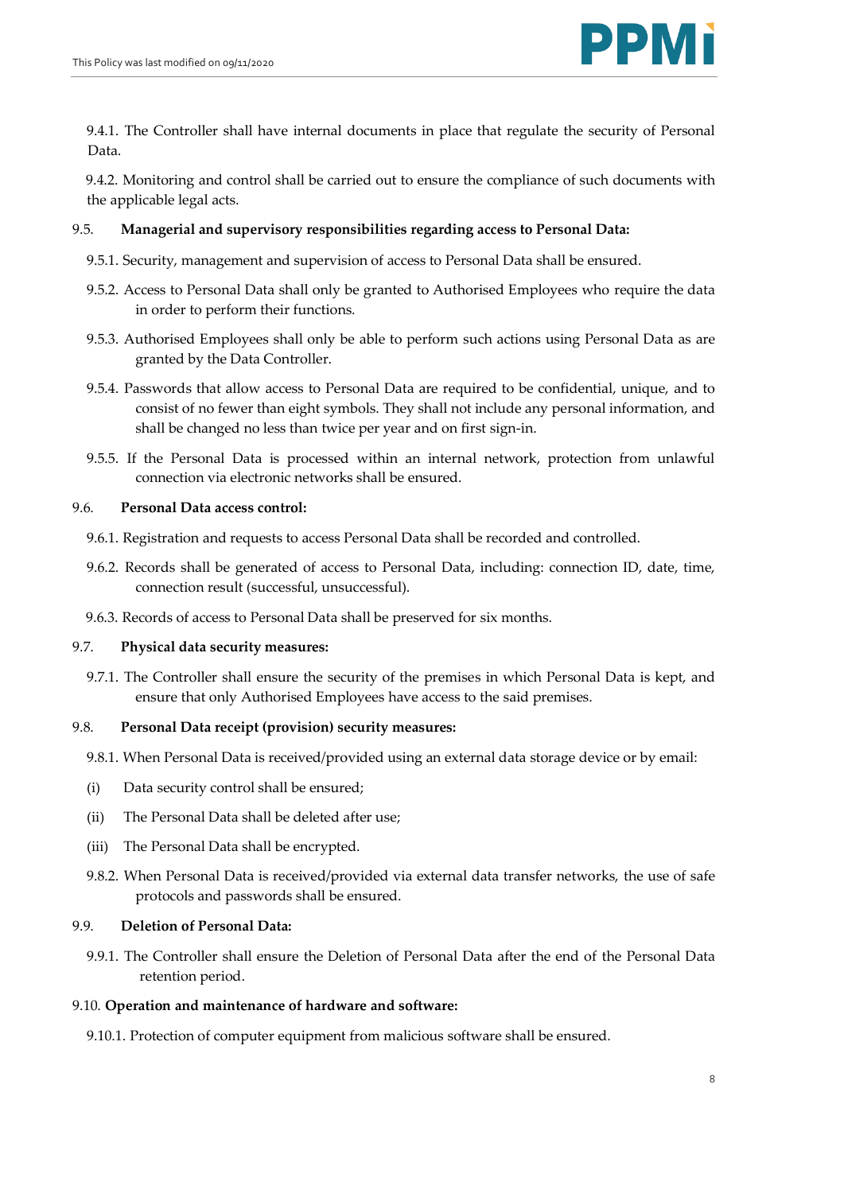9.4.1. The Controller shall have internal documents in place that regulate the security of Personal Data.

9.4.2. Monitoring and control shall be carried out to ensure the compliance of such documents with the applicable legal acts.

9.5. **Managerial and supervisory responsibilities regarding access to Personal Data:**

9.5.1. Security, management and supervision of access to Personal Data shall be ensured.

9.5.2. Access to Personal Data shall only be granted to Authorised Employees who require the data in order to perform their functions.

9.5.3. Authorised Employees shall only be able to perform such actions using Personal Data as are granted by the Data Controller.

9.5.4. Passwords that allow access to Personal Data are required to be confidential, unique, and to consist of no fewer than eight symbols. They shall not include any personal information, and shall be changed no less than twice per year and on first sign-in.

9.5.5. If the Personal Data is processed within an internal network, protection from unlawful connection via electronic networks shall be ensured.

9.6. **Personal Data access control:**

9.6.1. Registration and requests to access Personal Data shall be recorded and controlled.

9.6.2. Records shall be generated of access to Personal Data, including: connection ID, date, time, connection result (successful, unsuccessful).

9.6.3. Records of access to Personal Data shall be preserved for six months.

9.7. **Physical data security measures:**

9.7.1. The Controller shall ensure the security of the premises in which Personal Data is kept, and ensure that only Authorised Employees have access to the said premises.

9.8. **Personal Data receipt (provision) security measures:**

9.8.1. When Personal Data is received/provided using an external data storage device or by email:

(i) Data security control shall be ensured;

(ii) The Personal Data shall be deleted after use;

(iii) The Personal Data shall be encrypted.

9.8.2. When Personal Data is received/provided via external data transfer networks, the use of safe protocols and passwords shall be ensured.

9.9. **Deletion of Personal Data:**

9.9.1. The Controller shall ensure the Deletion of Personal Data after the end of the Personal Data retention period.

9.10. **Operation and maintenance of hardware and software:**

9.10.1. Protection of computer equipment from malicious software shall be ensured.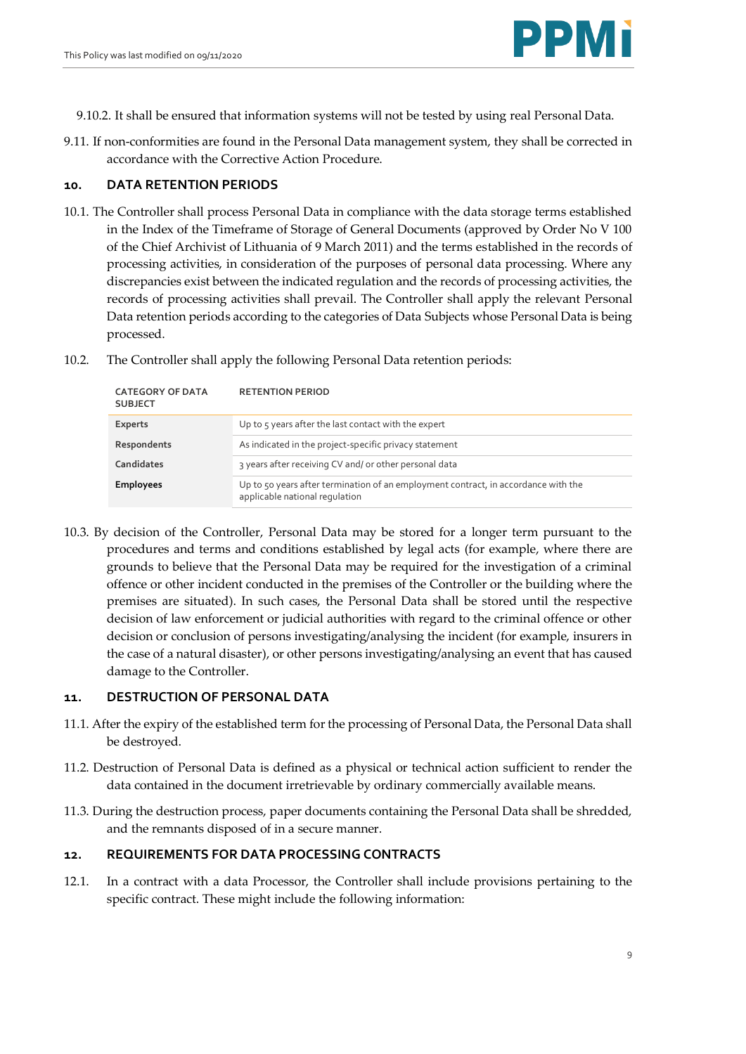9.10.2. It shall be ensured that information systems will not be tested by using real Personal Data.

9.11. If non-conformities are found in the Personal Data management system, they shall be corrected in accordance with the Corrective Action Procedure.

## 10. DATA RETENTION PERIODS

10.1. The Controller shall process Personal Data in compliance with the data storage terms established in the Index of the Timeframe of Storage of General Documents (approved by Order No V 100 of the Chief Archivist of Lithuania of 9 March 2011) and the terms established in the records of processing activities, in consideration of the purposes of personal data processing. Where any discrepancies exist between the indicated regulation and the records of processing activities, the records of processing activities shall prevail. The Controller shall apply the relevant Personal Data retention periods according to the categories of Data Subjects whose Personal Data is being processed.

10.2. The Controller shall apply the following Personal Data retention periods:

| CATEGORY OF DATA SUBJECT | RETENTION PERIOD |
|---|---|
| **Experts** | Up to 5 years after the last contact with the expert |
| **Respondents** | As indicated in the project-specific privacy statement |
| **Candidates** | 3 years after receiving CV and/ or other personal data |
| **Employees** | Up to 50 years after termination of an employment contract, in accordance with the applicable national regulation |

10.3. By decision of the Controller, Personal Data may be stored for a longer term pursuant to the procedures and terms and conditions established by legal acts (for example, where there are grounds to believe that the Personal Data may be required for the investigation of a criminal offence or other incident conducted in the premises of the Controller or the building where the premises are situated). In such cases, the Personal Data shall be stored until the respective decision of law enforcement or judicial authorities with regard to the criminal offence or other decision or conclusion of persons investigating/analysing the incident (for example, insurers in the case of a natural disaster), or other persons investigating/analysing an event that has caused damage to the Controller.

## 11. DESTRUCTION OF PERSONAL DATA

11.1. After the expiry of the established term for the processing of Personal Data, the Personal Data shall be destroyed.

11.2. Destruction of Personal Data is defined as a physical or technical action sufficient to render the data contained in the document irretrievable by ordinary commercially available means.

11.3. During the destruction process, paper documents containing the Personal Data shall be shredded, and the remnants disposed of in a secure manner.

## 12. REQUIREMENTS FOR DATA PROCESSING CONTRACTS

12.1. In a contract with a data Processor, the Controller shall include provisions pertaining to the specific contract. These might include the following information: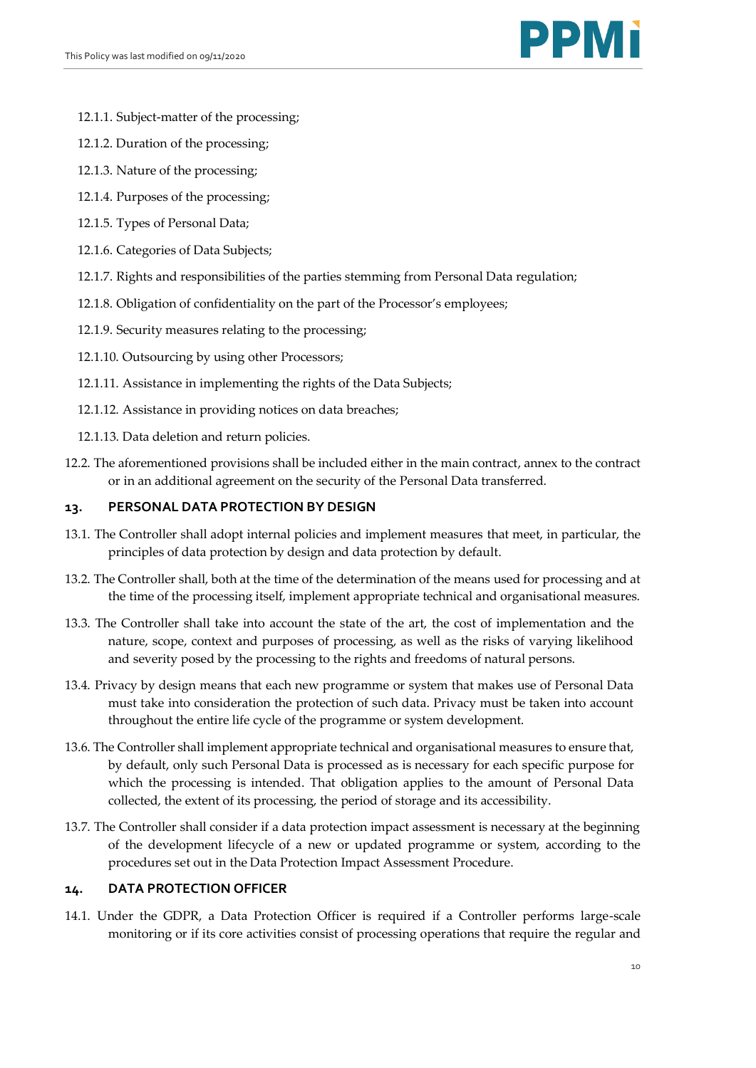12.1.1. Subject-matter of the processing;

12.1.2. Duration of the processing;

12.1.3. Nature of the processing;

12.1.4. Purposes of the processing;

12.1.5. Types of Personal Data;

12.1.6. Categories of Data Subjects;

12.1.7. Rights and responsibilities of the parties stemming from Personal Data regulation;

12.1.8. Obligation of confidentiality on the part of the Processor's employees;

12.1.9. Security measures relating to the processing;

12.1.10. Outsourcing by using other Processors;

12.1.11. Assistance in implementing the rights of the Data Subjects;

12.1.12. Assistance in providing notices on data breaches;

12.1.13. Data deletion and return policies.

12.2. The aforementioned provisions shall be included either in the main contract, annex to the contract or in an additional agreement on the security of the Personal Data transferred.

## 13. PERSONAL DATA PROTECTION BY DESIGN

13.1. The Controller shall adopt internal policies and implement measures that meet, in particular, the principles of data protection by design and data protection by default.

13.2. The Controller shall, both at the time of the determination of the means used for processing and at the time of the processing itself, implement appropriate technical and organisational measures.

13.3. The Controller shall take into account the state of the art, the cost of implementation and the nature, scope, context and purposes of processing, as well as the risks of varying likelihood and severity posed by the processing to the rights and freedoms of natural persons.

13.4. Privacy by design means that each new programme or system that makes use of Personal Data must take into consideration the protection of such data. Privacy must be taken into account throughout the entire life cycle of the programme or system development.

13.6. The Controller shall implement appropriate technical and organisational measures to ensure that, by default, only such Personal Data is processed as is necessary for each specific purpose for which the processing is intended. That obligation applies to the amount of Personal Data collected, the extent of its processing, the period of storage and its accessibility.

13.7. The Controller shall consider if a data protection impact assessment is necessary at the beginning of the development lifecycle of a new or updated programme or system, according to the procedures set out in the Data Protection Impact Assessment Procedure.

## 14. DATA PROTECTION OFFICER

14.1. Under the GDPR, a Data Protection Officer is required if a Controller performs large-scale monitoring or if its core activities consist of processing operations that require the regular and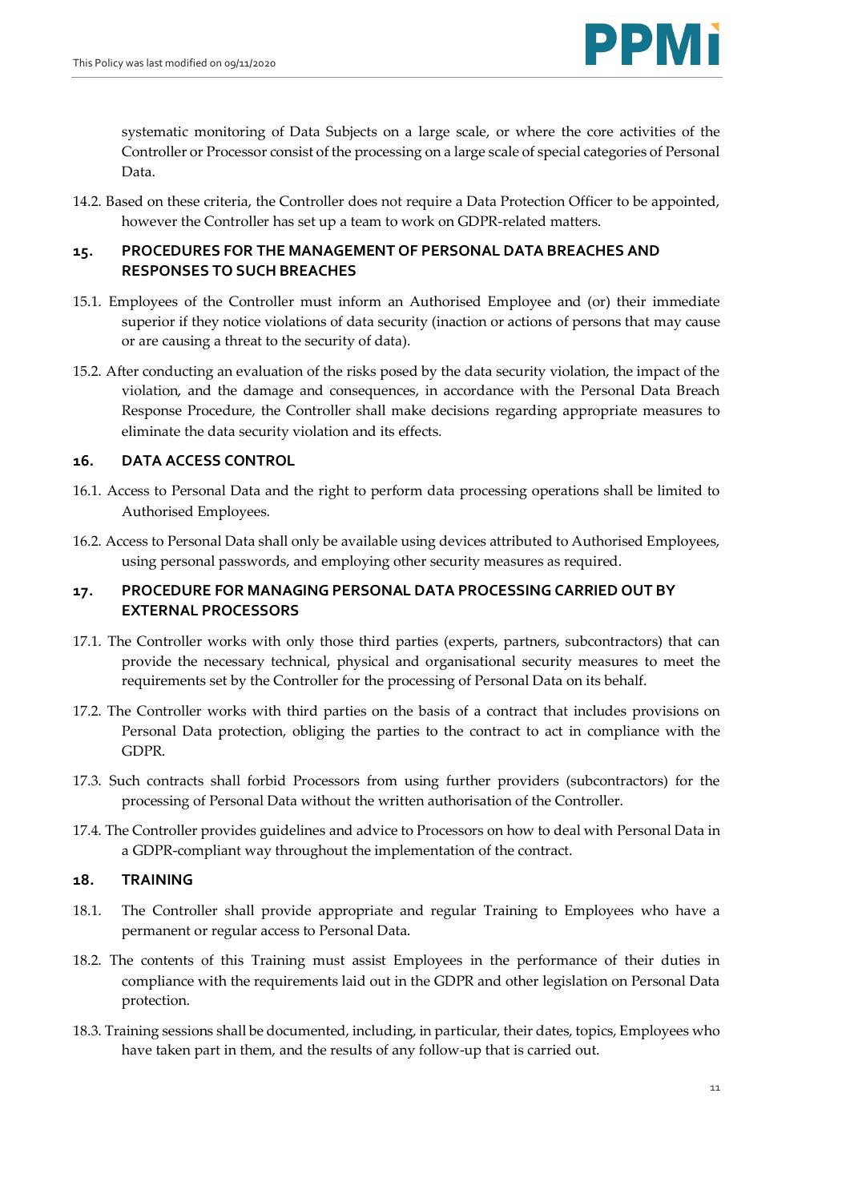systematic monitoring of Data Subjects on a large scale, or where the core activities of the Controller or Processor consist of the processing on a large scale of special categories of Personal Data.

14.2. Based on these criteria, the Controller does not require a Data Protection Officer to be appointed, however the Controller has set up a team to work on GDPR-related matters.

## 15. PROCEDURES FOR THE MANAGEMENT OF PERSONAL DATA BREACHES AND RESPONSES TO SUCH BREACHES

15.1. Employees of the Controller must inform an Authorised Employee and (or) their immediate superior if they notice violations of data security (inaction or actions of persons that may cause or are causing a threat to the security of data).

15.2. After conducting an evaluation of the risks posed by the data security violation, the impact of the violation, and the damage and consequences, in accordance with the Personal Data Breach Response Procedure, the Controller shall make decisions regarding appropriate measures to eliminate the data security violation and its effects.

## 16. DATA ACCESS CONTROL

16.1. Access to Personal Data and the right to perform data processing operations shall be limited to Authorised Employees.

16.2. Access to Personal Data shall only be available using devices attributed to Authorised Employees, using personal passwords, and employing other security measures as required.

## 17. PROCEDURE FOR MANAGING PERSONAL DATA PROCESSING CARRIED OUT BY EXTERNAL PROCESSORS

17.1. The Controller works with only those third parties (experts, partners, subcontractors) that can provide the necessary technical, physical and organisational security measures to meet the requirements set by the Controller for the processing of Personal Data on its behalf.

17.2. The Controller works with third parties on the basis of a contract that includes provisions on Personal Data protection, obliging the parties to the contract to act in compliance with the GDPR.

17.3. Such contracts shall forbid Processors from using further providers (subcontractors) for the processing of Personal Data without the written authorisation of the Controller.

17.4. The Controller provides guidelines and advice to Processors on how to deal with Personal Data in a GDPR-compliant way throughout the implementation of the contract.

## 18. TRAINING

18.1. The Controller shall provide appropriate and regular Training to Employees who have a permanent or regular access to Personal Data.

18.2. The contents of this Training must assist Employees in the performance of their duties in compliance with the requirements laid out in the GDPR and other legislation on Personal Data protection.

18.3. Training sessions shall be documented, including, in particular, their dates, topics, Employees who have taken part in them, and the results of any follow-up that is carried out.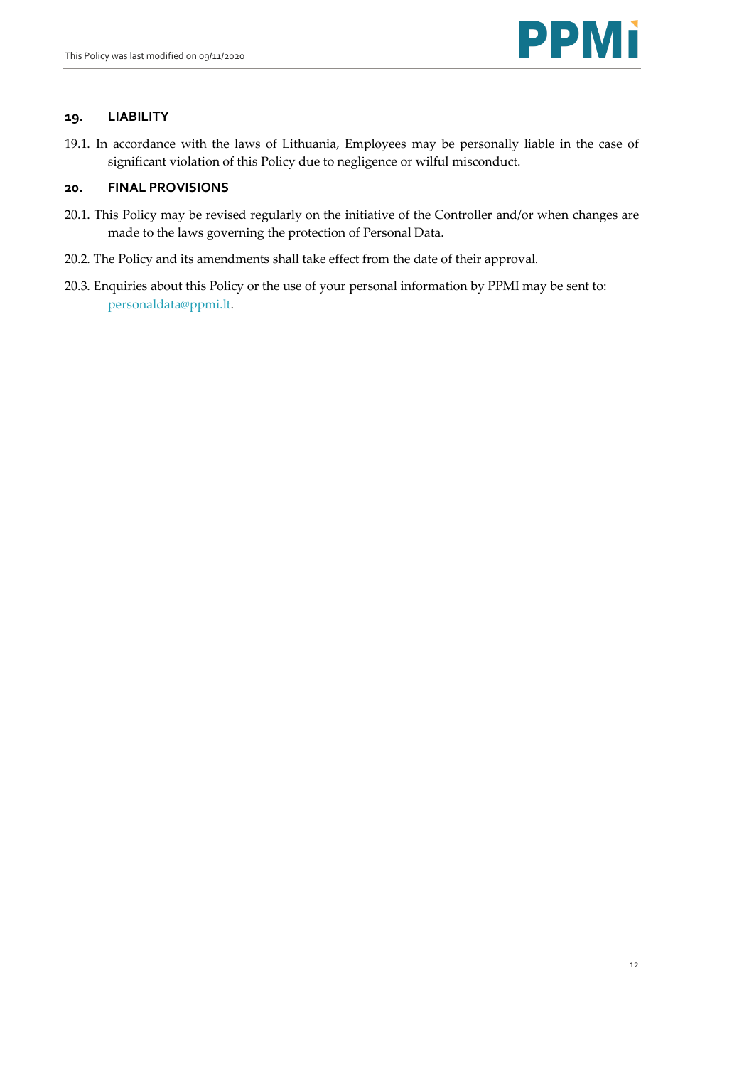## 19. LIABILITY

19.1. In accordance with the laws of Lithuania, Employees may be personally liable in the case of significant violation of this Policy due to negligence or wilful misconduct.

## 20. FINAL PROVISIONS

20.1. This Policy may be revised regularly on the initiative of the Controller and/or when changes are made to the laws governing the protection of Personal Data.

20.2. The Policy and its amendments shall take effect from the date of their approval.

20.3. Enquiries about this Policy or the use of your personal information by PPMI may be sent to: personaldata@ppmi.lt.